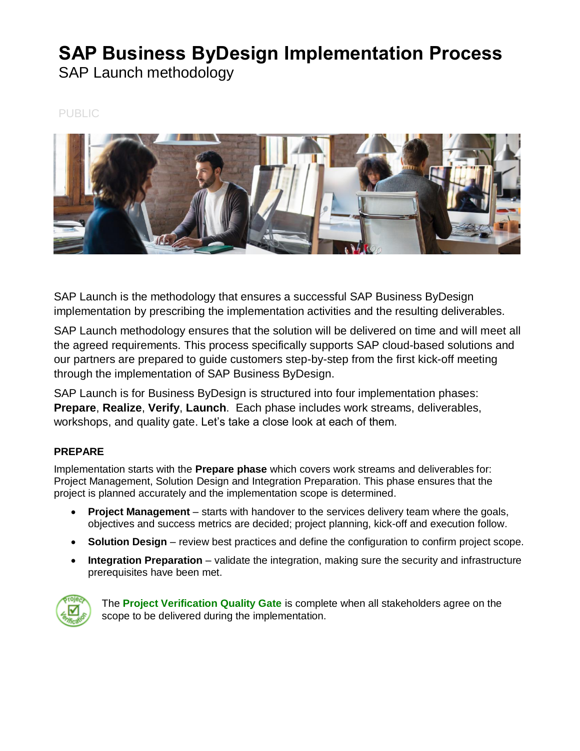# SAP Business ByDesign Implementation Process

SAP Launch methodology

PUBLIC

SAP Launch is the methodology that ensures a successful SAP Business ByDesign implementation by prescribing the implementation activities and the resulting deliverables.

SAP Launch methodology ensures that the solution will be delivered on time and will meet all the agreed requirements. This process specifically supports SAP cloud-based solutions and our partners are prepared to guide customers step-by-step from the first kick-off meeting through the implementation of SAP Business ByDesign.

SAP Launch is for Business ByDesign is structured into four implementation phases: **Prepare**, **Realize**, **Verify**, **Launch**. Each phase includes work streams, deliverables, workshops, and quality gate. Let's take a close look at each of them.

### PREPARE

Implementation starts with the **Prepare phase** which covers work streams and deliverables for: Project Management, Solution Design and Integration Preparation. This phase ensures that the project is planned accurately and the implementation scope is determined.

- **Project Management** – starts with handover to the services delivery team where the goals, objectives and success metrics are decided; project planning, kick-off and execution follow.
- **Solution Design** – review best practices and define the configuration to confirm project scope.
- **Integration Preparation** – validate the integration, making sure the security and infrastructure prerequisites have been met.

The **Project Verification Quality Gate** is complete when all stakeholders agree on the scope to be delivered during the implementation.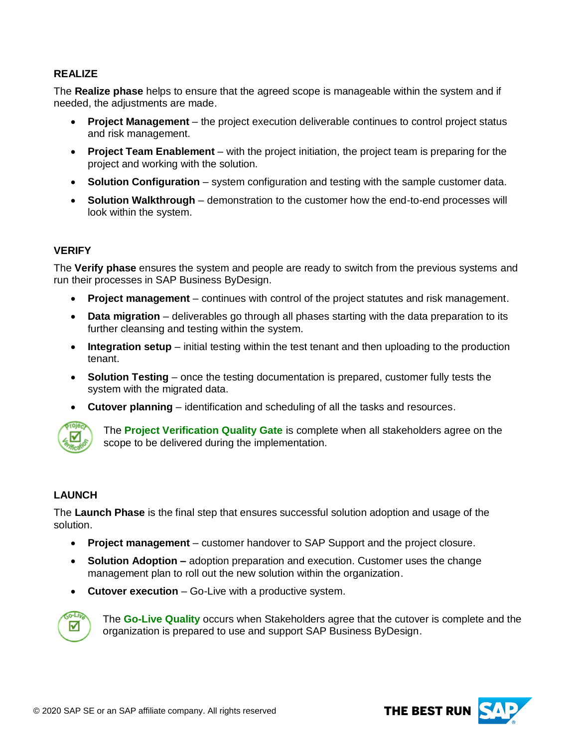## REALIZE

The **Realize phase** helps to ensure that the agreed scope is manageable within the system and if needed, the adjustments are made.

- **Project Management** – the project execution deliverable continues to control project status and risk management.
- **Project Team Enablement** – with the project initiation, the project team is preparing for the project and working with the solution.
- **Solution Configuration** – system configuration and testing with the sample customer data.
- **Solution Walkthrough** – demonstration to the customer how the end-to-end processes will look within the system.

## VERIFY

The **Verify phase** ensures the system and people are ready to switch from the previous systems and run their processes in SAP Business ByDesign.

- **Project management** – continues with control of the project statutes and risk management.
- **Data migration** – deliverables go through all phases starting with the data preparation to its further cleansing and testing within the system.
- **Integration setup** – initial testing within the test tenant and then uploading to the production tenant.
- **Solution Testing** – once the testing documentation is prepared, customer fully tests the system with the migrated data.
- **Cutover planning** – identification and scheduling of all the tasks and resources.

The **Project Verification Quality Gate** is complete when all stakeholders agree on the scope to be delivered during the implementation.

## LAUNCH

The **Launch Phase** is the final step that ensures successful solution adoption and usage of the solution.

- **Project management** – customer handover to SAP Support and the project closure.
- **Solution Adoption –** adoption preparation and execution. Customer uses the change management plan to roll out the new solution within the organization.
- **Cutover execution** – Go-Live with a productive system.

The **Go-Live Quality** occurs when Stakeholders agree that the cutover is complete and the organization is prepared to use and support SAP Business ByDesign.